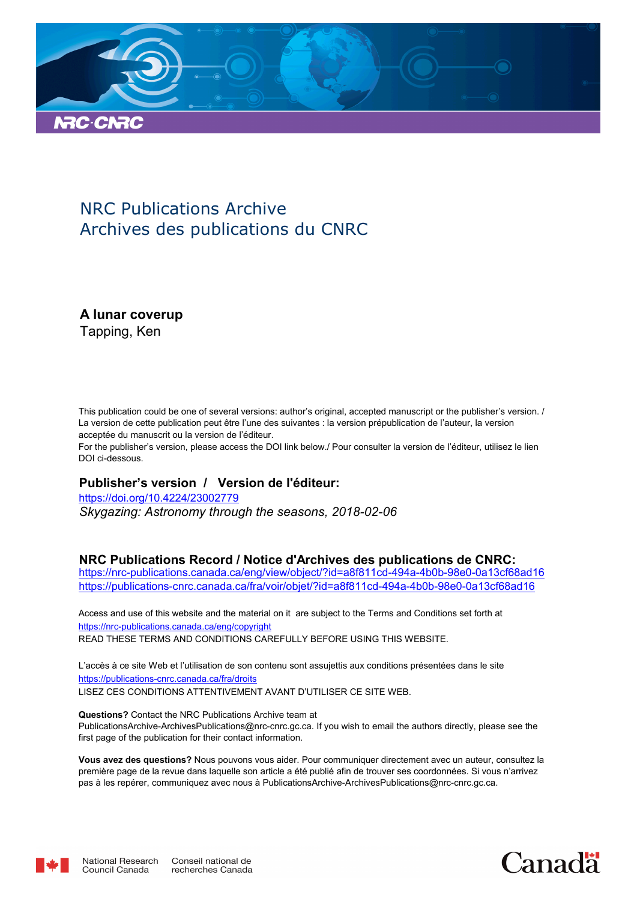NRC Publications Archive
Archives des publications du CNRC

**A lunar coverup**
Tapping, Ken

This publication could be one of several versions: author's original, accepted manuscript or the publisher's version. / La version de cette publication peut être l'une des suivantes : la version prépublication de l'auteur, la version acceptée du manuscrit ou la version de l'éditeur.
For the publisher's version, please access the DOI link below./ Pour consulter la version de l'éditeur, utilisez le lien DOI ci-dessous.

**Publisher's version / Version de l'éditeur:**
https://doi.org/10.4224/23002779
*Skygazing: Astronomy through the seasons, 2018-02-06*

**NRC Publications Record / Notice d'Archives des publications de CNRC:**
https://nrc-publications.canada.ca/eng/view/object/?id=a8f811cd-494a-4b0b-98e0-0a13cf68ad16
https://publications-cnrc.canada.ca/fra/voir/objet/?id=a8f811cd-494a-4b0b-98e0-0a13cf68ad16

Access and use of this website and the material on it are subject to the Terms and Conditions set forth at
https://nrc-publications.canada.ca/eng/copyright
READ THESE TERMS AND CONDITIONS CAREFULLY BEFORE USING THIS WEBSITE.

L'accès à ce site Web et l'utilisation de son contenu sont assujettis aux conditions présentées dans le site
https://publications-cnrc.canada.ca/fra/droits
LISEZ CES CONDITIONS ATTENTIVEMENT AVANT D'UTILISER CE SITE WEB.

**Questions?** Contact the NRC Publications Archive team at
PublicationsArchive-ArchivesPublications@nrc-cnrc.gc.ca. If you wish to email the authors directly, please see the first page of the publication for their contact information.

**Vous avez des questions?** Nous pouvons vous aider. Pour communiquer directement avec un auteur, consultez la première page de la revue dans laquelle son article a été publié afin de trouver ses coordonnées. Si vous n'arrivez pas à les repérer, communiquez avec nous à PublicationsArchive-ArchivesPublications@nrc-cnrc.gc.ca.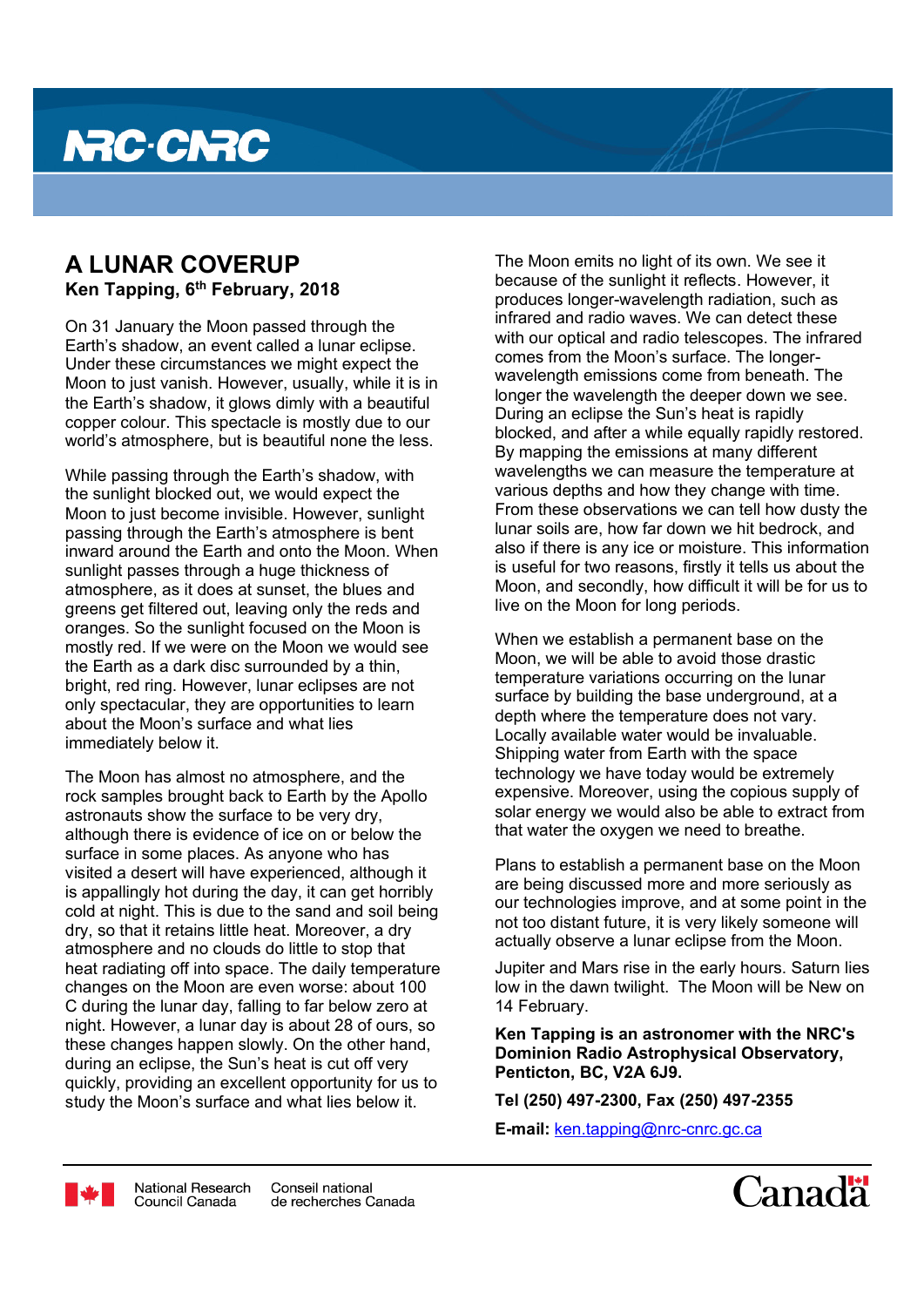# A LUNAR COVERUP

**Ken Tapping, 6th February, 2018**

On 31 January the Moon passed through the Earth's shadow, an event called a lunar eclipse. Under these circumstances we might expect the Moon to just vanish. However, usually, while it is in the Earth's shadow, it glows dimly with a beautiful copper colour. This spectacle is mostly due to our world's atmosphere, but is beautiful none the less.

While passing through the Earth's shadow, with the sunlight blocked out, we would expect the Moon to just become invisible. However, sunlight passing through the Earth's atmosphere is bent inward around the Earth and onto the Moon. When sunlight passes through a huge thickness of atmosphere, as it does at sunset, the blues and greens get filtered out, leaving only the reds and oranges. So the sunlight focused on the Moon is mostly red. If we were on the Moon we would see the Earth as a dark disc surrounded by a thin, bright, red ring. However, lunar eclipses are not only spectacular, they are opportunities to learn about the Moon's surface and what lies immediately below it.

The Moon has almost no atmosphere, and the rock samples brought back to Earth by the Apollo astronauts show the surface to be very dry, although there is evidence of ice on or below the surface in some places. As anyone who has visited a desert will have experienced, although it is appallingly hot during the day, it can get horribly cold at night. This is due to the sand and soil being dry, so that it retains little heat. Moreover, a dry atmosphere and no clouds do little to stop that heat radiating off into space. The daily temperature changes on the Moon are even worse: about 100 C during the lunar day, falling to far below zero at night. However, a lunar day is about 28 of ours, so these changes happen slowly. On the other hand, during an eclipse, the Sun's heat is cut off very quickly, providing an excellent opportunity for us to study the Moon's surface and what lies below it.

The Moon emits no light of its own. We see it because of the sunlight it reflects. However, it produces longer-wavelength radiation, such as infrared and radio waves. We can detect these with our optical and radio telescopes. The infrared comes from the Moon's surface. The longer-wavelength emissions come from beneath. The longer the wavelength the deeper down we see. During an eclipse the Sun's heat is rapidly blocked, and after a while equally rapidly restored. By mapping the emissions at many different wavelengths we can measure the temperature at various depths and how they change with time. From these observations we can tell how dusty the lunar soils are, how far down we hit bedrock, and also if there is any ice or moisture. This information is useful for two reasons, firstly it tells us about the Moon, and secondly, how difficult it will be for us to live on the Moon for long periods.

When we establish a permanent base on the Moon, we will be able to avoid those drastic temperature variations occurring on the lunar surface by building the base underground, at a depth where the temperature does not vary. Locally available water would be invaluable. Shipping water from Earth with the space technology we have today would be extremely expensive. Moreover, using the copious supply of solar energy we would also be able to extract from that water the oxygen we need to breathe.

Plans to establish a permanent base on the Moon are being discussed more and more seriously as our technologies improve, and at some point in the not too distant future, it is very likely someone will actually observe a lunar eclipse from the Moon.

Jupiter and Mars rise in the early hours. Saturn lies low in the dawn twilight. The Moon will be New on 14 February.

**Ken Tapping is an astronomer with the NRC's Dominion Radio Astrophysical Observatory, Penticton, BC, V2A 6J9.**

**Tel (250) 497-2300, Fax (250) 497-2355**

**E-mail:** ken.tapping@nrc-cnrc.gc.ca